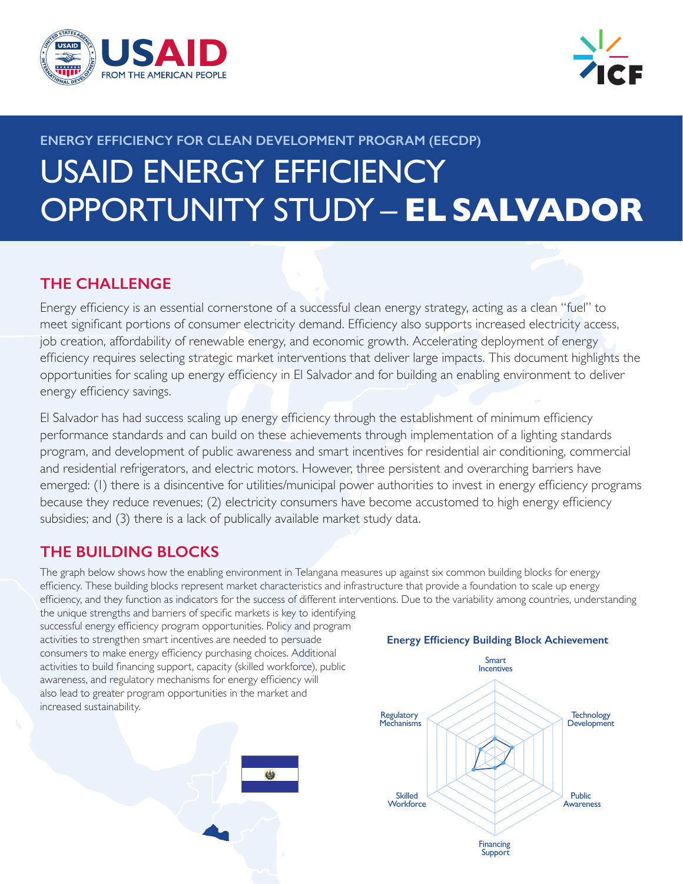ENERGY EFFICIENCY FOR CLEAN DEVELOPMENT PROGRAM (EECDP)

# USAID ENERGY EFFICIENCY OPPORTUNITY STUDY – **EL SALVADOR**

## THE CHALLENGE

Energy efficiency is an essential cornerstone of a successful clean energy strategy, acting as a clean "fuel" to meet significant portions of consumer electricity demand. Efficiency also supports increased electricity access, job creation, affordability of renewable energy, and economic growth. Accelerating deployment of energy efficiency requires selecting strategic market interventions that deliver large impacts. This document highlights the opportunities for scaling up energy efficiency in El Salvador and for building an enabling environment to deliver energy efficiency savings.

El Salvador has had success scaling up energy efficiency through the establishment of minimum efficiency performance standards and can build on these achievements through implementation of a lighting standards program, and development of public awareness and smart incentives for residential air conditioning, commercial and residential refrigerators, and electric motors. However, three persistent and overarching barriers have emerged: (1) there is a disincentive for utilities/municipal power authorities to invest in energy efficiency programs because they reduce revenues; (2) electricity consumers have become accustomed to high energy efficiency subsidies; and (3) there is a lack of publically available market study data.

## THE BUILDING BLOCKS

The graph below shows how the enabling environment in Telangana measures up against six common building blocks for energy efficiency. These building blocks represent market characteristics and infrastructure that provide a foundation to scale up energy efficiency, and they function as indicators for the success of different interventions. Due to the variability among countries, understanding the unique strengths and barriers of specific markets is key to identifying successful energy efficiency program opportunities. Policy and program activities to strengthen smart incentives are needed to persuade consumers to make energy efficiency purchasing choices. Additional activities to build financing support, capacity (skilled workforce), public awareness, and regulatory mechanisms for energy efficiency will also lead to greater program opportunities in the market and increased sustainability.

**Energy Efficiency Building Block Achievement**

Smart Incentives, Technology Development, Public Awareness, Financing Support, Skilled Workforce, Regulatory Mechanisms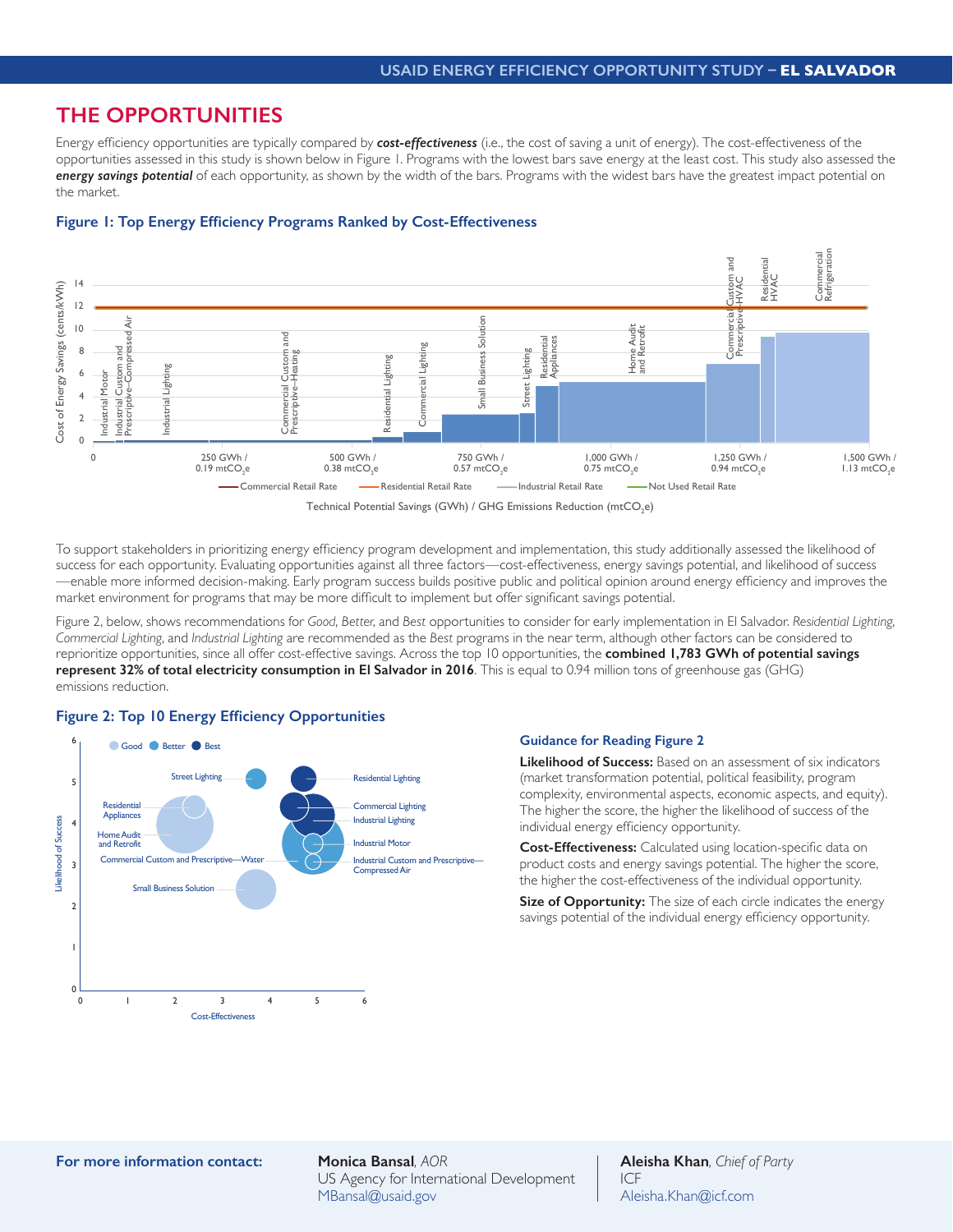## THE OPPORTUNITIES

Energy efficiency opportunities are typically compared by ***cost-effectiveness*** (i.e., the cost of saving a unit of energy). The cost-effectiveness of the opportunities assessed in this study is shown below in Figure 1. Programs with the lowest bars save energy at the least cost. This study also assessed the ***energy savings potential*** of each opportunity, as shown by the width of the bars. Programs with the widest bars have the greatest impact potential on the market.

### Figure 1: Top Energy Efficiency Programs Ranked by Cost-Effectiveness

Cost of Energy Savings (cents/kWh)

0
2
4
6
8
10
12
14

Industrial Motor
Industrial Custom and Prescriptive–Compressed Air
Industrial Lighting
Commercial Custom and Prescriptive–Heating
Residential Lighting
Commercial Lighting
Small Business Solution
Street Lighting
Residential Appliances
Home Audit and Retrofit
Commercial Custom and Prescriptive–HVAC
Residential HVAC
Commercial Refrigeration

0
250 GWh / 0.19 $mtCO_2e$
500 GWh / 0.38 $mtCO_2e$
750 GWh / 0.57 $mtCO_2e$
1,000 GWh / 0.75 $mtCO_2e$
1,250 GWh / 0.94 $mtCO_2e$
1,500 GWh / 1.13 $mtCO_2e$

Commercial Retail Rate
Residential Retail Rate
Industrial Retail Rate
Not Used Retail Rate

Technical Potential Savings (GWh) / GHG Emissions Reduction ($mtCO_2e$)

To support stakeholders in prioritizing energy efficiency program development and implementation, this study additionally assessed the likelihood of success for each opportunity. Evaluating opportunities against all three factors—cost-effectiveness, energy savings potential, and likelihood of success—enable more informed decision-making. Early program success builds positive public and political opinion around energy efficiency and improves the market environment for programs that may be more difficult to implement but offer significant savings potential.

Figure 2, below, shows recommendations for *Good*, *Better*, and *Best* opportunities to consider for early implementation in El Salvador. *Residential Lighting*, *Commercial Lighting*, and *Industrial Lighting* are recommended as the *Best* programs in the near term, although other factors can be considered to reprioritize opportunities, since all offer cost-effective savings. Across the top 10 opportunities, the **combined 1,783 GWh of potential savings represent 32% of total electricity consumption in El Salvador in 2016**. This is equal to 0.94 million tons of greenhouse gas (GHG) emissions reduction.

### Figure 2: Top 10 Energy Efficiency Opportunities

Good
Better
Best

Likelihood of Success

0
1
2
3
4
5
6

Street Lighting
Residential Appliances
Home Audit and Retrofit
Commercial Custom and Prescriptive—Water
Small Business Solution
Residential Lighting
Commercial Lighting
Industrial Lighting
Industrial Motor
Industrial Custom and Prescriptive—Compressed Air

0
1
2
3
4
5
6

Cost-Effectiveness

#### Guidance for Reading Figure 2

**Likelihood of Success:** Based on an assessment of six indicators (market transformation potential, political feasibility, program complexity, environmental aspects, economic aspects, and equity). The higher the score, the higher the likelihood of success of the individual energy efficiency opportunity.

**Cost-Effectiveness:** Calculated using location-specific data on product costs and energy savings potential. The higher the score, the higher the cost-effectiveness of the individual opportunity.

**Size of Opportunity:** The size of each circle indicates the energy savings potential of the individual energy efficiency opportunity.

**For more information contact:**

**Monica Bansal**, *AOR*
US Agency for International Development
MBansal@usaid.gov

**Aleisha Khan**, *Chief of Party*
ICF
Aleisha.Khan@icf.com